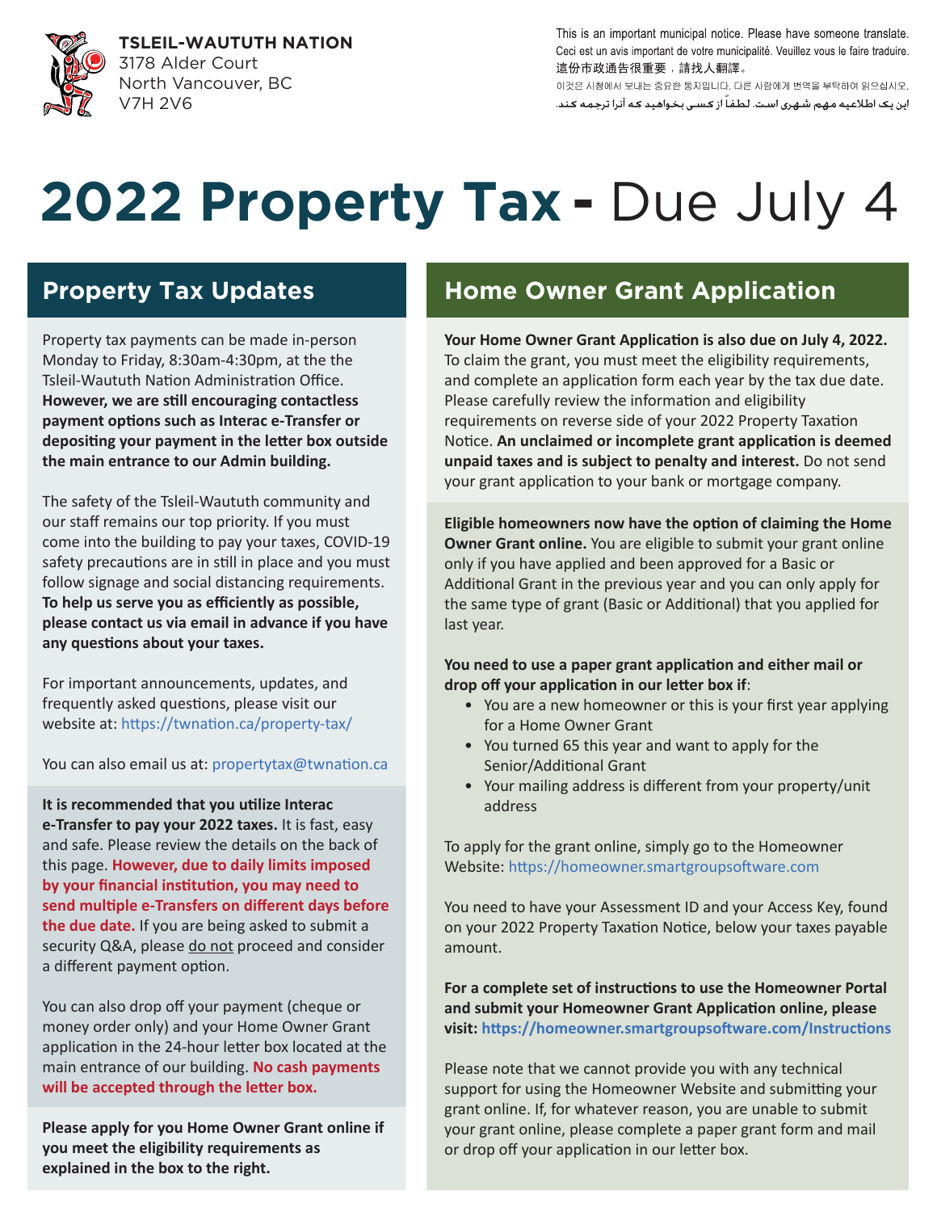**TSLEIL-WAUTUTH NATION**
3178 Alder Court
North Vancouver, BC
V7H 2V6

This is an important municipal notice. Please have someone translate.
Ceci est un avis important de votre municipalité. Veuillez vous le faire traduire.
這份市政通告很重要，請找人翻譯。
이것은 시청에서 보내는 중요한 통지입니다. 다른 사람에게 번역을 부탁하여 읽으십시오.
این یک اطلاعیه مهم شهری است. لطفاً از کسی بخواهید که آنرا ترجمه کند.

# 2022 Property Tax - Due July 4

## Property Tax Updates

Property tax payments can be made in-person Monday to Friday, 8:30am-4:30pm, at the the Tsleil-Waututh Nation Administration Office. **However, we are still encouraging contactless payment options such as Interac e-Transfer or depositing your payment in the letter box outside the main entrance to our Admin building.**

The safety of the Tsleil-Waututh community and our staff remains our top priority. If you must come into the building to pay your taxes, COVID-19 safety precautions are in still in place and you must follow signage and social distancing requirements. **To help us serve you as efficiently as possible, please contact us via email in advance if you have any questions about your taxes.**

For important announcements, updates, and frequently asked questions, please visit our website at: https://twnation.ca/property-tax/

You can also email us at: propertytax@twnation.ca

**It is recommended that you utilize Interac e-Transfer to pay your 2022 taxes.** It is fast, easy and safe. Please review the details on the back of this page. **However, due to daily limits imposed by your financial institution, you may need to send multiple e-Transfers on different days before the due date.** If you are being asked to submit a security Q&A, please do not proceed and consider a different payment option.

You can also drop off your payment (cheque or money order only) and your Home Owner Grant application in the 24-hour letter box located at the main entrance of our building. **No cash payments will be accepted through the letter box.**

**Please apply for you Home Owner Grant online if you meet the eligibility requirements as explained in the box to the right.**

## Home Owner Grant Application

**Your Home Owner Grant Application is also due on July 4, 2022.** To claim the grant, you must meet the eligibility requirements, and complete an application form each year by the tax due date. Please carefully review the information and eligibility requirements on reverse side of your 2022 Property Taxation Notice. **An unclaimed or incomplete grant application is deemed unpaid taxes and is subject to penalty and interest.** Do not send your grant application to your bank or mortgage company.

**Eligible homeowners now have the option of claiming the Home Owner Grant online.** You are eligible to submit your grant online only if you have applied and been approved for a Basic or Additional Grant in the previous year and you can only apply for the same type of grant (Basic or Additional) that you applied for last year.

**You need to use a paper grant application and either mail or drop off your application in our letter box if**:

- You are a new homeowner or this is your first year applying for a Home Owner Grant
- You turned 65 this year and want to apply for the Senior/Additional Grant
- Your mailing address is different from your property/unit address

To apply for the grant online, simply go to the Homeowner Website: https://homeowner.smartgroupsoftware.com

You need to have your Assessment ID and your Access Key, found on your 2022 Property Taxation Notice, below your taxes payable amount.

**For a complete set of instructions to use the Homeowner Portal and submit your Homeowner Grant Application online, please visit: https://homeowner.smartgroupsoftware.com/Instructions**

Please note that we cannot provide you with any technical support for using the Homeowner Website and submitting your grant online. If, for whatever reason, you are unable to submit your grant online, please complete a paper grant form and mail or drop off your application in our letter box.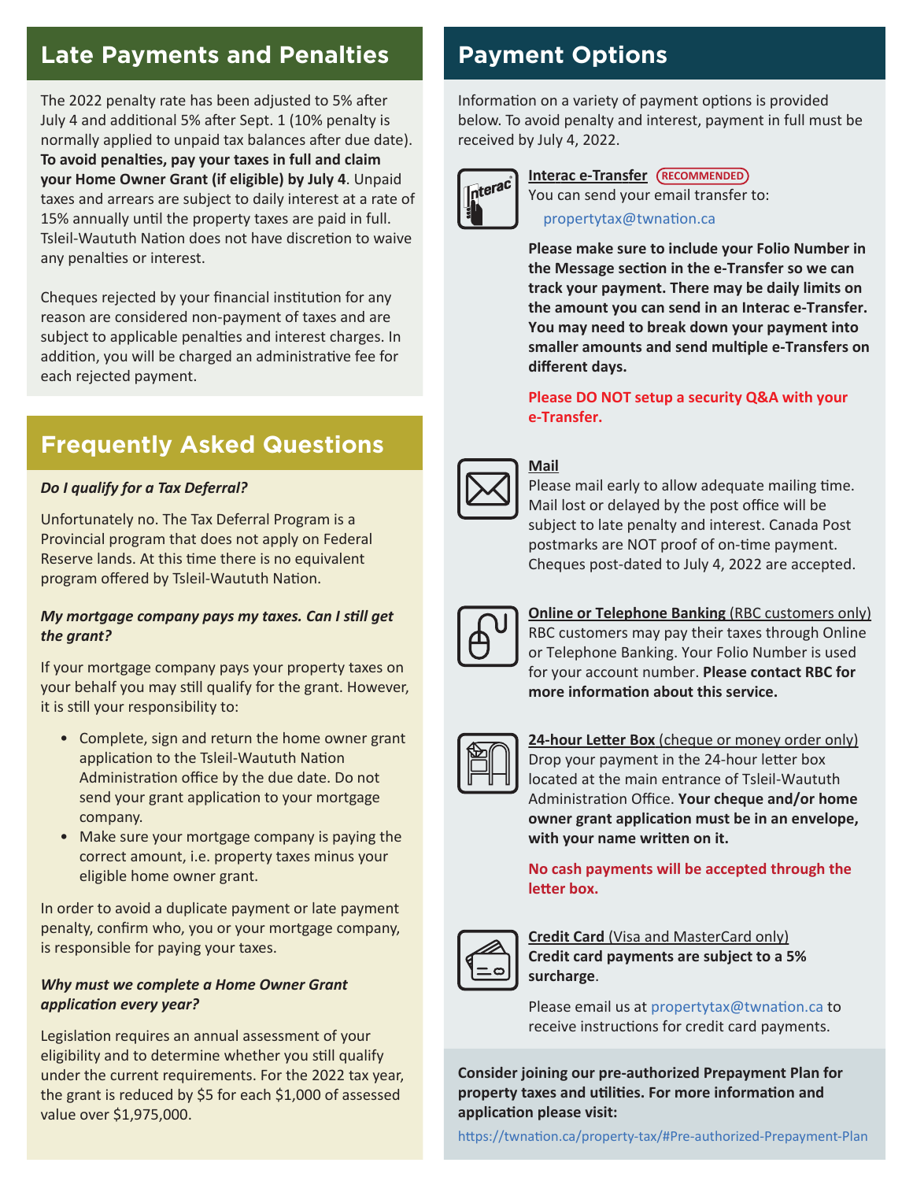## Late Payments and Penalties

The 2022 penalty rate has been adjusted to 5% after July 4 and additional 5% after Sept. 1 (10% penalty is normally applied to unpaid tax balances after due date). **To avoid penalties, pay your taxes in full and claim your Home Owner Grant (if eligible) by July 4**. Unpaid taxes and arrears are subject to daily interest at a rate of 15% annually until the property taxes are paid in full. Tsleil-Waututh Nation does not have discretion to waive any penalties or interest.

Cheques rejected by your financial institution for any reason are considered non-payment of taxes and are subject to applicable penalties and interest charges. In addition, you will be charged an administrative fee for each rejected payment.

## Frequently Asked Questions

***Do I qualify for a Tax Deferral?***

Unfortunately no. The Tax Deferral Program is a Provincial program that does not apply on Federal Reserve lands. At this time there is no equivalent program offered by Tsleil-Waututh Nation.

***My mortgage company pays my taxes. Can I still get the grant?***

If your mortgage company pays your property taxes on your behalf you may still qualify for the grant. However, it is still your responsibility to:

- Complete, sign and return the home owner grant application to the Tsleil-Waututh Nation Administration office by the due date. Do not send your grant application to your mortgage company.
- Make sure your mortgage company is paying the correct amount, i.e. property taxes minus your eligible home owner grant.

In order to avoid a duplicate payment or late payment penalty, confirm who, you or your mortgage company, is responsible for paying your taxes.

***Why must we complete a Home Owner Grant application every year?***

Legislation requires an annual assessment of your eligibility and to determine whether you still qualify under the current requirements. For the 2022 tax year, the grant is reduced by $5 for each $1,000 of assessed value over $1,975,000.

## Payment Options

Information on a variety of payment options is provided below. To avoid penalty and interest, payment in full must be received by July 4, 2022.

**Interac e-Transfer** (RECOMMENDED)
You can send your email transfer to:
propertytax@twnation.ca

**Please make sure to include your Folio Number in the Message section in the e-Transfer so we can track your payment. There may be daily limits on the amount you can send in an Interac e-Transfer. You may need to break down your payment into smaller amounts and send multiple e-Transfers on different days.**

**Please DO NOT setup a security Q&A with your e-Transfer.**

**Mail**
Please mail early to allow adequate mailing time. Mail lost or delayed by the post office will be subject to late penalty and interest. Canada Post postmarks are NOT proof of on-time payment. Cheques post-dated to July 4, 2022 are accepted.

**Online or Telephone Banking** (RBC customers only)
RBC customers may pay their taxes through Online or Telephone Banking. Your Folio Number is used for your account number. **Please contact RBC for more information about this service.**

**24-hour Letter Box** (cheque or money order only)
Drop your payment in the 24-hour letter box located at the main entrance of Tsleil-Waututh Administration Office. **Your cheque and/or home owner grant application must be in an envelope, with your name written on it.**

**No cash payments will be accepted through the letter box.**

**Credit Card** (Visa and MasterCard only)
**Credit card payments are subject to a 5% surcharge**.

Please email us at propertytax@twnation.ca to receive instructions for credit card payments.

**Consider joining our pre-authorized Prepayment Plan for property taxes and utilities. For more information and application please visit:**

https://twnation.ca/property-tax/#Pre-authorized-Prepayment-Plan